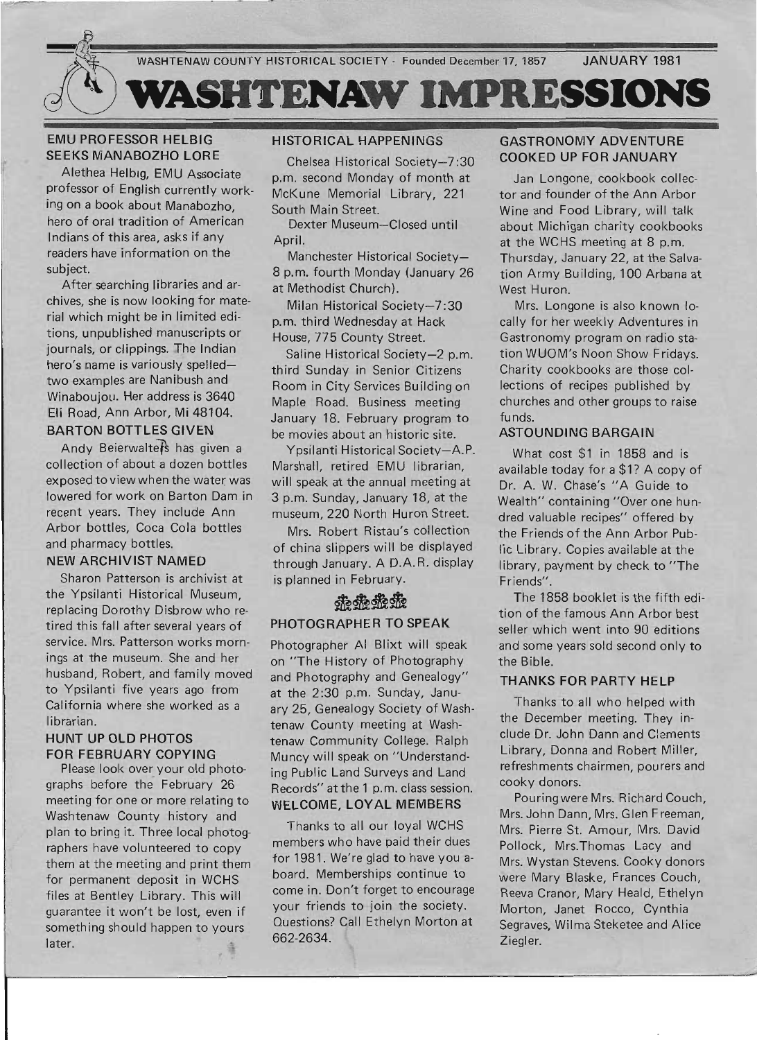WASHTENAW COUNTY HISTORICAL SOCIETY · Founded December 17, 1857 JANUARY 1981

# WASHTENAW IMPRESSIONS

## EMU PROFESSOR HELBIG SEEKS MANABOZHO LORE

Alethea Helbig, EMU Associate professor of English currently working on a book about Manabozho, hero of oral tradition of American Indians of this area, asks if any readers have information on the subject.

After searching libraries and archives, she is now looking for material which might be in limited editions, unpublished manuscripts or journals, or clippings. The Indian hero's name is variously spelled—two examples are Nanibush and Winaboujou. Her address is 3640 Eli Road, Ann Arbor, Mi 48104.

## BARTON BOTTLES GIVEN

Andy Beierwalte's has given a collection of about a dozen bottles exposed to view when the water was lowered for work on Barton Dam in recent years. They include Ann Arbor bottles, Coca Cola bottles and pharmacy bottles.

## NEW ARCHIVIST NAMED

Sharon Patterson is archivist at the Ypsilanti Historical Museum, replacing Dorothy Disbrow who retired this fall after several years of service. Mrs. Patterson works mornings at the museum. She and her husband, Robert, and family moved to Ypsilanti five years ago from California where she worked as a librarian.

## HUNT UP OLD PHOTOS FOR FEBRUARY COPYING

Please look over your old photographs before the February 26 meeting for one or more relating to Washtenaw County history and plan to bring it. Three local photographers have volunteered to copy them at the meeting and print them for permanent deposit in WCHS files at Bentley Library. This will guarantee it won't be lost, even if something should happen to yours later.

## HISTORICAL HAPPENINGS

Chelsea Historical Society—7:30 p.m. second Monday of month at McKune Memorial Library, 221 South Main Street.

Dexter Museum—Closed until April.

Manchester Historical Society—8 p.m. fourth Monday (January 26 at Methodist Church).

Milan Historical Society—7:30 p.m. third Wednesday at Hack House, 775 County Street.

Saline Historical Society—2 p.m. third Sunday in Senior Citizens Room in City Services Building on Maple Road. Business meeting January 18. February program to be movies about an historic site.

Ypsilanti Historical Society—A.P. Marshall, retired EMU librarian, will speak at the annual meeting at 3 p.m. Sunday, January 18, at the museum, 220 North Huron Street.

Mrs. Robert Ristau's collection of china slippers will be displayed through January. A D.A.R. display is planned in February.

## PHOTOGRAPHER TO SPEAK

Photographer Al Blixt will speak on "The History of Photography and Photography and Genealogy" at the 2:30 p.m. Sunday, January 25, Genealogy Society of Washtenaw County meeting at Washtenaw Community College. Ralph Muncy will speak on "Understanding Public Land Surveys and Land Records" at the 1 p.m. class session.

## WELCOME, LOYAL MEMBERS

Thanks to all our loyal WCHS members who have paid their dues for 1981. We're glad to have you aboard. Memberships continue to come in. Don't forget to encourage your friends to join the society. Questions? Call Ethelyn Morton at 662-2634.

## GASTRONOMY ADVENTURE COOKED UP FOR JANUARY

Jan Longone, cookbook collector and founder of the Ann Arbor Wine and Food Library, will talk about Michigan charity cookbooks at the WCHS meeting at 8 p.m. Thursday, January 22, at the Salvation Army Building, 100 Arbana at West Huron.

Mrs. Longone is also known locally for her weekly Adventures in Gastronomy program on radio station WUOM's Noon Show Fridays. Charity cookbooks are those collections of recipes published by churches and other groups to raise funds.

## ASTOUNDING BARGAIN

What cost $1 in 1858 and is available today for a $1? A copy of Dr. A. W. Chase's "A Guide to Wealth" containing "Over one hundred valuable recipes" offered by the Friends of the Ann Arbor Public Library. Copies available at the library, payment by check to "The Friends".

The 1858 booklet is the fifth edition of the famous Ann Arbor best seller which went into 90 editions and some years sold second only to the Bible.

## THANKS FOR PARTY HELP

Thanks to all who helped with the December meeting. They include Dr. John Dann and Clements Library, Donna and Robert Miller, refreshments chairmen, pourers and cooky donors.

Pouring were Mrs. Richard Couch, Mrs. John Dann, Mrs. Glen Freeman, Mrs. Pierre St. Amour, Mrs. David Pollock, Mrs.Thomas Lacy and Mrs. Wystan Stevens. Cooky donors were Mary Blaske, Frances Couch, Reeva Cranor, Mary Heald, Ethelyn Morton, Janet Rocco, Cynthia Segraves, Wilma Steketee and Alice Ziegler.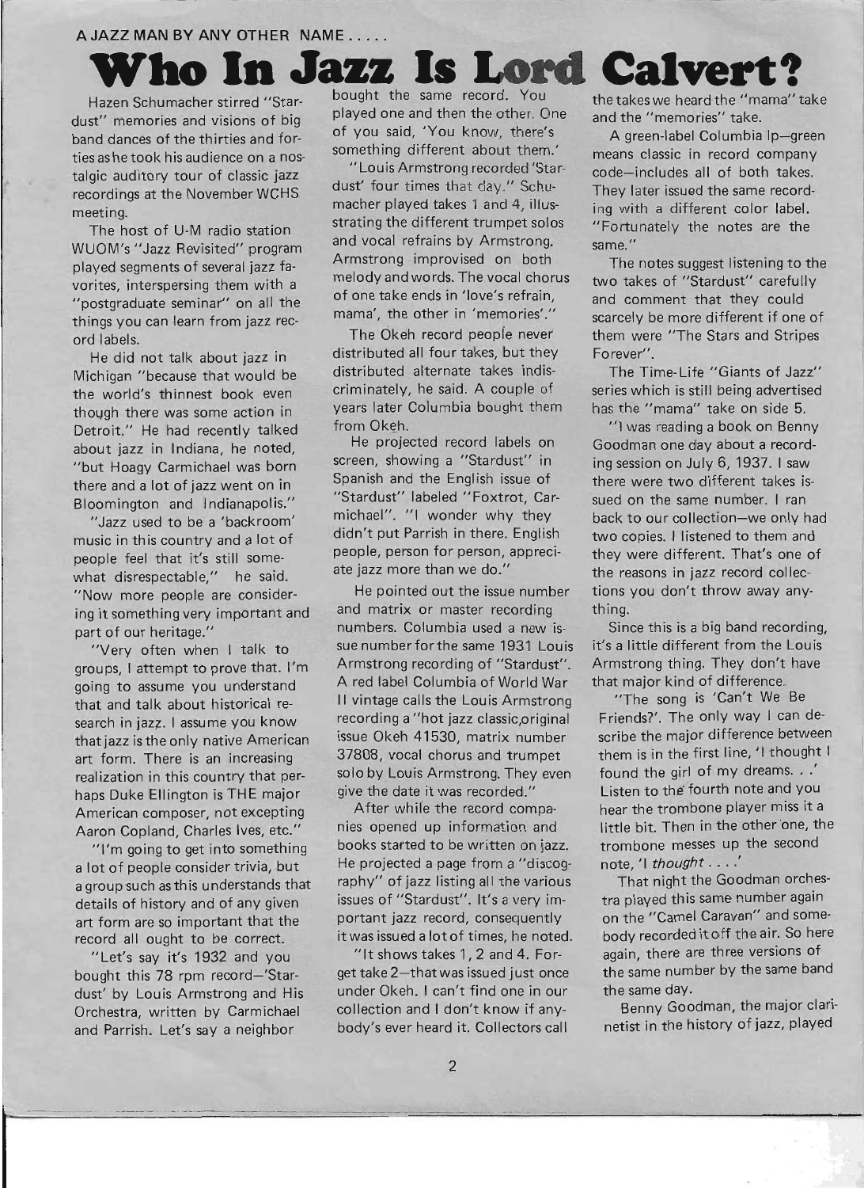A JAZZ MAN BY ANY OTHER NAME . . . . .

# Who In Jazz Is Lord Calvert?

Hazen Schumacher stirred "Stardust" memories and visions of big band dances of the thirties and forties as he took his audience on a nostalgic auditory tour of classic jazz recordings at the November WCHS meeting.

The host of U-M radio station WUOM's "Jazz Revisited" program played segments of several jazz favorites, interspersing them with a "postgraduate seminar" on all the things you can learn from jazz record labels.

He did not talk about jazz in Michigan "because that would be the world's thinnest book even though there was some action in Detroit." He had recently talked about jazz in Indiana, he noted, "but Hoagy Carmichael was born there and a lot of jazz went on in Bloomington and Indianapolis."

"Jazz used to be a 'backroom' music in this country and a lot of people feel that it's still somewhat disrespectable," he said. "Now more people are considering it something very important and part of our heritage."

"Very often when I talk to groups, I attempt to prove that. I'm going to assume you understand that and talk about historical research in jazz. I assume you know that jazz is the only native American art form. There is an increasing realization in this country that perhaps Duke Ellington is THE major American composer, not excepting Aaron Copland, Charles Ives, etc."

"I'm going to get into something a lot of people consider trivia, but a group such as this understands that details of history and of any given art form are so important that the record all ought to be correct.

"Let's say it's 1932 and you bought this 78 rpm record—'Stardust' by Louis Armstrong and His Orchestra, written by Carmichael and Parrish. Let's say a neighbor bought the same record. You played one and then the other. One of you said, 'You know, there's something different about them.'

"Louis Armstrong recorded 'Stardust' four times that day." Schumacher played takes 1 and 4, illustrating the different trumpet solos and vocal refrains by Armstrong. Armstrong improvised on both melody and words. The vocal chorus of one take ends in 'love's refrain, mama', the other in 'memories'."

The Okeh record people never distributed all four takes, but they distributed alternate takes indiscriminately, he said. A couple of years later Columbia bought them from Okeh.

He projected record labels on screen, showing a "Stardust" in Spanish and the English issue of "Stardust" labeled "Foxtrot, Carmichael". "I wonder why they didn't put Parrish in there. English people, person for person, appreciate jazz more than we do."

He pointed out the issue number and matrix or master recording numbers. Columbia used a new issue number for the same 1931 Louis Armstrong recording of "Stardust". A red label Columbia of World War II vintage calls the Louis Armstrong recording a "hot jazz classic,original issue Okeh 41530, matrix number 37808, vocal chorus and trumpet solo by Louis Armstrong. They even give the date it was recorded."

After while the record companies opened up information and books started to be written on jazz. He projected a page from a "discography" of jazz listing all the various issues of "Stardust". It's a very important jazz record, consequently it was issued a lot of times, he noted.

"It shows takes 1, 2 and 4. Forget take 2—that was issued just once under Okeh. I can't find one in our collection and I don't know if anybody's ever heard it. Collectors call the takes we heard the "mama" take and the "memories" take.

A green-label Columbia lp—green means classic in record company code—includes all of both takes. They later issued the same recording with a different color label. "Fortunately the notes are the same."

The notes suggest listening to the two takes of "Stardust" carefully and comment that they could scarcely be more different if one of them were "The Stars and Stripes Forever".

The Time-Life "Giants of Jazz" series which is still being advertised has the "mama" take on side 5.

"I was reading a book on Benny Goodman one day about a recording session on July 6, 1937. I saw there were two different takes issued on the same number. I ran back to our collection—we only had two copies. I listened to them and they were different. That's one of the reasons in jazz record collections you don't throw away anything.

Since this is a big band recording, it's a little different from the Louis Armstrong thing. They don't have that major kind of difference.

"The song is 'Can't We Be Friends?'. The only way I can describe the major difference between them is in the first line, 'I thought I found the girl of my dreams. . .' Listen to the fourth note and you hear the trombone player miss it a little bit. Then in the other one, the trombone messes up the second note, 'I *thought* . . . .'

That night the Goodman orchestra played this same number again on the "Camel Caravan" and somebody recorded it off the air. So here again, there are three versions of the same number by the same band the same day.

Benny Goodman, the major clarinetist in the history of jazz, played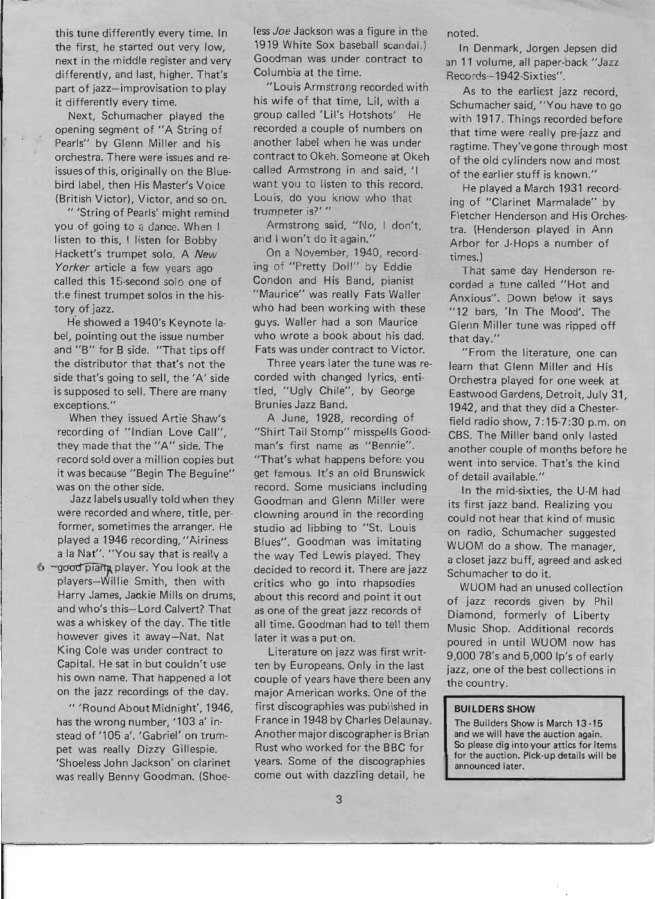this tune differently every time. In the first, he started out very low, next in the middle register and very differently, and last, higher. That's part of jazz—improvisation to play it differently every time.

Next, Schumacher played the opening segment of "A String of Pearls" by Glenn Miller and his orchestra. There were issues and re-issues of this, originally on the Bluebird label, then His Master's Voice (British Victor), Victor, and so on.

" 'String of Pearls' might remind you of going to a dance. When I listen to this, I listen for Bobby Hackett's trumpet solo. A *New Yorker* article a few years ago called this 15-second solo one of the finest trumpet solos in the history of jazz.

He showed a 1940's Keynote label, pointing out the issue number and "B" for B side. "That tips off the distributor that that's not the side that's going to sell, the 'A' side is supposed to sell. There are many exceptions."

When they issued Artie Shaw's recording of "Indian Love Call", they made that the "A" side. The record sold over a million copies but it was because "Begin The Beguine" was on the other side.

Jazz labels usually told when they were recorded and where, title, performer, sometimes the arranger. He played a 1946 recording, "Airiness a la Nat". "You say that is really a good piano player. You look at the players—Willie Smith, then with Harry James, Jackie Mills on drums, and who's this—Lord Calvert? That was a whiskey of the day. The title however gives it away—Nat. Nat King Cole was under contract to Capital. He sat in but couldn't use his own name. That happened a lot on the jazz recordings of the day.

" 'Round About Midnight', 1946, has the wrong number, '103 a' instead of '105 a'. 'Gabriel' on trumpet was really Dizzy Gillespie. 'Shoeless John Jackson' on clarinet was really Benny Goodman. (Shoeless *Joe* Jackson was a figure in the 1919 White Sox baseball scandal.) Goodman was under contract to Columbia at the time.

"Louis Armstrong recorded with his wife of that time, Lil, with a group called 'Lil's Hotshots'. He recorded a couple of numbers on another label when he was under contract to Okeh. Someone at Okeh called Armstrong in and said, 'I want you to listen to this record. Louis, do you know who that trumpeter is?' "

Armstrong said, "No, I don't, and I won't do it again."

On a November, 1940, recording of "Pretty Doll" by Eddie Condon and His Band, pianist "Maurice" was really Fats Waller who had been working with these guys. Waller had a son Maurice who wrote a book about his dad. Fats was under contract to Victor.

Three years later the tune was recorded with changed lyrics, entitled, "Ugly Chile", by George Brunies Jazz Band.

A June, 1928, recording of "Shirt Tail Stomp" misspells Goodman's first name as "Bennie". "That's what happens before you get famous. It's an old Brunswick record. Some musicians including Goodman and Glenn Miller were clowning around in the recording studio ad libbing to "St. Louis Blues". Goodman was imitating the way Ted Lewis played. They decided to record it. There are jazz critics who go into rhapsodies about this record and point it out as one of the great jazz records of all time. Goodman had to tell them later it was a put on.

Literature on jazz was first written by Europeans. Only in the last couple of years have there been any major American works. One of the first discographies was published in France in 1948 by Charles Delaunay. Another major discographer is Brian Rust who worked for the BBC for years. Some of the discographies come out with dazzling detail, he noted.

In Denmark, Jorgen Jepsen did an 11 volume, all paper-back "Jazz Records—1942-Sixties".

As to the earliest jazz record, Schumacher said, "You have to go with 1917. Things recorded before that time were really pre-jazz and ragtime. They've gone through most of the old cylinders now and most of the earlier stuff is known."

He played a March 1931 recording of "Clarinet Marmalade" by Fletcher Henderson and His Orchestra. (Henderson played in Ann Arbor for J-Hops a number of times.)

That same day Henderson recorded a tune called "Hot and Anxious". Down below it says "12 bars, 'In The Mood'. The Glenn Miller tune was ripped off that day."

"From the literature, one can learn that Glenn Miller and His Orchestra played for one week at Eastwood Gardens, Detroit, July 31, 1942, and that they did a Chesterfield radio show, 7:15-7:30 p.m. on CBS. The Miller band only lasted another couple of months before he went into service. That's the kind of detail available."

In the mid-sixties, the U-M had its first jazz band. Realizing you could not hear that kind of music on radio, Schumacher suggested WUOM do a show. The manager, a closet jazz buff, agreed and asked Schumacher to do it.

WUOM had an unused collection of jazz records given by Phil Diamond, formerly of Liberty Music Shop. Additional records poured in until WUOM now has 9,000 78's and 5,000 lp's of early jazz, one of the best collections in the country.

**BUILDERS SHOW**

The Builders Show is March 13-15 and we will have the auction again. So please dig into your attics for items for the auction. Pick-up details will be announced later.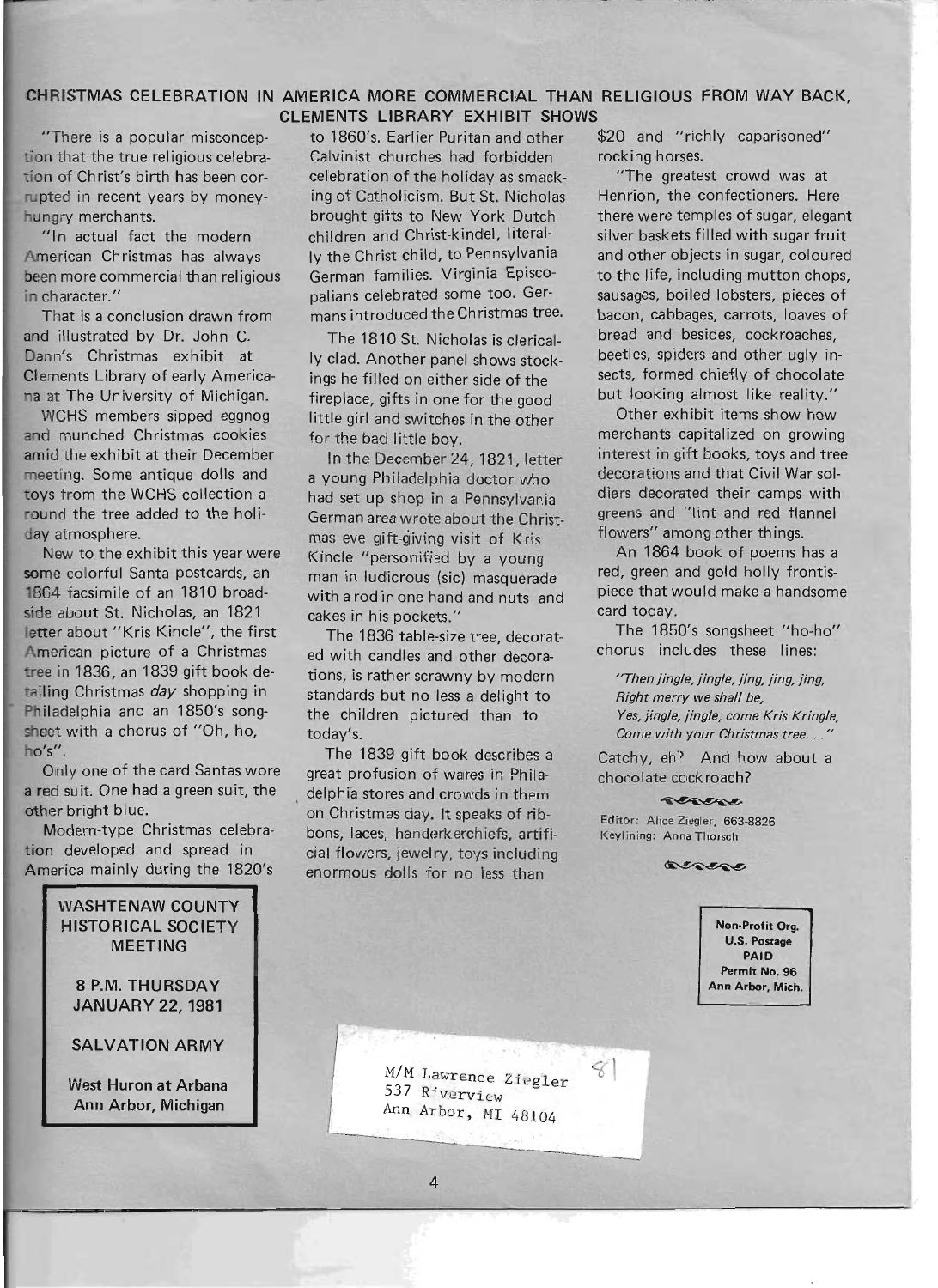## CHRISTMAS CELEBRATION IN AMERICA MORE COMMERCIAL THAN RELIGIOUS FROM WAY BACK, CLEMENTS LIBRARY EXHIBIT SHOWS

"There is a popular misconception that the true religious celebration of Christ's birth has been corrupted in recent years by money-hungry merchants.

"In actual fact the modern American Christmas has always been more commercial than religious in character."

That is a conclusion drawn from and illustrated by Dr. John C. Dann's Christmas exhibit at Clements Library of early Americana at The University of Michigan.

WCHS members sipped eggnog and munched Christmas cookies amid the exhibit at their December meeting. Some antique dolls and toys from the WCHS collection around the tree added to the holiday atmosphere.

New to the exhibit this year were some colorful Santa postcards, an 1864 facsimile of an 1810 broadside about St. Nicholas, an 1821 letter about "Kris Kincle", the first American picture of a Christmas tree in 1836, an 1839 gift book detailing Christmas *day* shopping in Philadelphia and an 1850's songsheet with a chorus of "Oh, ho, ho's".

Only one of the card Santas wore a red suit. One had a green suit, the other bright blue.

Modern-type Christmas celebration developed and spread in America mainly during the 1820's to 1860's. Earlier Puritan and other Calvinist churches had forbidden celebration of the holiday as smacking of Catholicism. But St. Nicholas brought gifts to New York Dutch children and Christ-kindel, literally the Christ child, to Pennsylvania German families. Virginia Episcopalians celebrated some too. Germans introduced the Christmas tree.

The 1810 St. Nicholas is clerically clad. Another panel shows stockings he filled on either side of the fireplace, gifts in one for the good little girl and switches in the other for the bad little boy.

In the December 24, 1821, letter a young Philadelphia doctor who had set up shop in a Pennsylvania German area wrote about the Christmas eve gift-giving visit of Kris Kincle "personified by a young man in ludicrous (sic) masquerade with a rod in one hand and nuts and cakes in his pockets."

The 1836 table-size tree, decorated with candles and other decorations, is rather scrawny by modern standards but no less a delight to the children pictured than to today's.

The 1839 gift book describes a great profusion of wares in Philadelphia stores and crowds in them on Christmas day. It speaks of ribbons, laces, handerkerchiefs, artificial flowers, jewelry, toys including enormous dolls for no less than $20 and "richly caparisoned" rocking horses.

"The greatest crowd was at Henrion, the confectioners. Here there were temples of sugar, elegant silver baskets filled with sugar fruit and other objects in sugar, coloured to the life, including mutton chops, sausages, boiled lobsters, pieces of bacon, cabbages, carrots, loaves of bread and besides, cockroaches, beetles, spiders and other ugly insects, formed chiefly of chocolate but looking almost like reality."

Other exhibit items show how merchants capitalized on growing interest in gift books, toys and tree decorations and that Civil War soldiers decorated their camps with greens and "lint and red flannel flowers" among other things.

An 1864 book of poems has a red, green and gold holly frontispiece that would make a handsome card today.

The 1850's songsheet "ho-ho" chorus includes these lines:

*"Then jingle, jingle, jing, jing, jing,*
*Right merry we shall be,*
*Yes, jingle, jingle, come Kris Kringle,*
*Come with your Christmas tree. . ."*

Catchy, eh? And how about a chocolate cockroach?

Editor: Alice Ziegler, 663-8826
Keylining: Anna Thorsch

**WASHTENAW COUNTY HISTORICAL SOCIETY MEETING**

**8 P.M. THURSDAY JANUARY 22, 1981**

**SALVATION ARMY**

**West Huron at Arbana**
**Ann Arbor, Michigan**

Non-Profit Org.
U.S. Postage
PAID
Permit No. 96
Ann Arbor, Mich.

M/M Lawrence Ziegler
537 Riverview
Ann Arbor, MI 48104